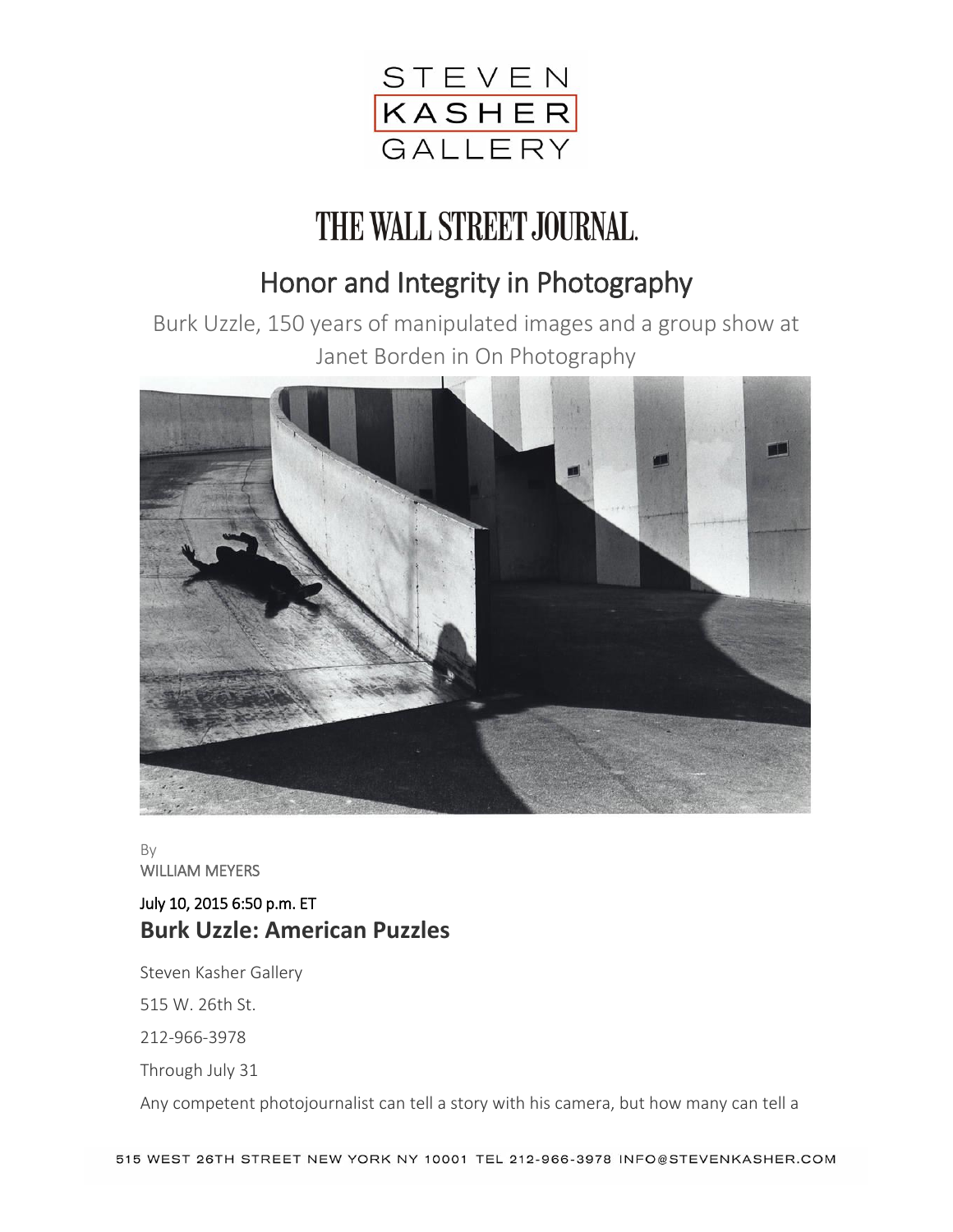STEVEN KASHER GALLERY

THE WALL STREET JOURNAL.

# Honor and Integrity in Photography

Burk Uzzle, 150 years of manipulated images and a group show at Janet Borden in On Photography

By
WILLIAM MEYERS

July 10, 2015 6:50 p.m. ET

## Burk Uzzle: American Puzzles

Steven Kasher Gallery

515 W. 26th St.

212-966-3978

Through July 31

Any competent photojournalist can tell a story with his camera, but how many can tell a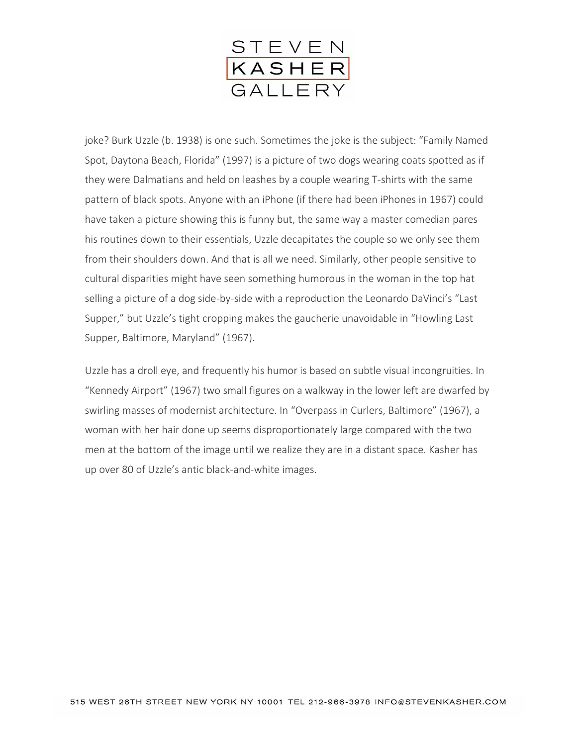joke? Burk Uzzle (b. 1938) is one such. Sometimes the joke is the subject: “Family Named Spot, Daytona Beach, Florida” (1997) is a picture of two dogs wearing coats spotted as if they were Dalmatians and held on leashes by a couple wearing T-shirts with the same pattern of black spots. Anyone with an iPhone (if there had been iPhones in 1967) could have taken a picture showing this is funny but, the same way a master comedian pares his routines down to their essentials, Uzzle decapitates the couple so we only see them from their shoulders down. And that is all we need. Similarly, other people sensitive to cultural disparities might have seen something humorous in the woman in the top hat selling a picture of a dog side-by-side with a reproduction the Leonardo DaVinci’s “Last Supper,” but Uzzle’s tight cropping makes the gaucherie unavoidable in “Howling Last Supper, Baltimore, Maryland” (1967).

Uzzle has a droll eye, and frequently his humor is based on subtle visual incongruities. In “Kennedy Airport” (1967) two small figures on a walkway in the lower left are dwarfed by swirling masses of modernist architecture. In “Overpass in Curlers, Baltimore” (1967), a woman with her hair done up seems disproportionately large compared with the two men at the bottom of the image until we realize they are in a distant space. Kasher has up over 80 of Uzzle’s antic black-and-white images.